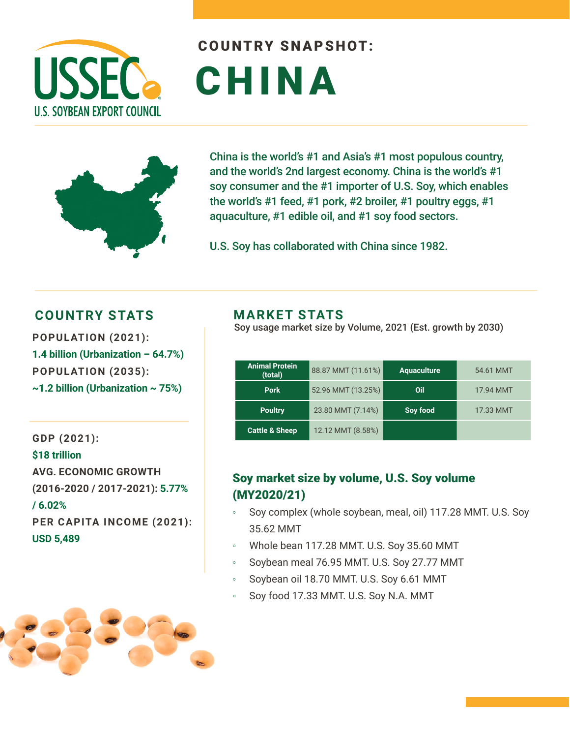U.S. SOYBEAN EXPORT COUNCIL

## COUNTRY SNAPSHOT:

# CHINA

China is the world's #1 and Asia's #1 most populous country, and the world's 2nd largest economy. China is the world's #1 soy consumer and the #1 importer of U.S. Soy, which enables the world's #1 feed, #1 pork, #2 broiler, #1 poultry eggs, #1 aquaculture, #1 edible oil, and #1 soy food sectors.

U.S. Soy has collaborated with China since 1982.

## COUNTRY STATS

**POPULATION (2021):**
**1.4 billion (Urbanization – 64.7%)**

**POPULATION (2035):**
**~1.2 billion (Urbanization ~ 75%)**

**GDP (2021):**
**$18 trillion**

**AVG. ECONOMIC GROWTH (2016-2020 / 2017-2021):** **5.77% / 6.02%**

**PER CAPITA INCOME (2021):**
**USD 5,489**

## MARKET STATS

Soy usage market size by Volume, 2021 (Est. growth by 2030)

| Animal Protein (total) | 88.87 MMT (11.61%) | Aquaculture | 54.61 MMT |
|---|---|---|---|
| Pork | 52.96 MMT (13.25%) | Oil | 17.94 MMT |
| Poultry | 23.80 MMT (7.14%) | Soy food | 17.33 MMT |
| Cattle & Sheep | 12.12 MMT (8.58%) | | |

### Soy market size by volume, U.S. Soy volume (MY2020/21)

- Soy complex (whole soybean, meal, oil) 117.28 MMT. U.S. Soy 35.62 MMT
- Whole bean 117.28 MMT. U.S. Soy 35.60 MMT
- Soybean meal 76.95 MMT. U.S. Soy 27.77 MMT
- Soybean oil 18.70 MMT. U.S. Soy 6.61 MMT
- Soy food 17.33 MMT. U.S. Soy N.A. MMT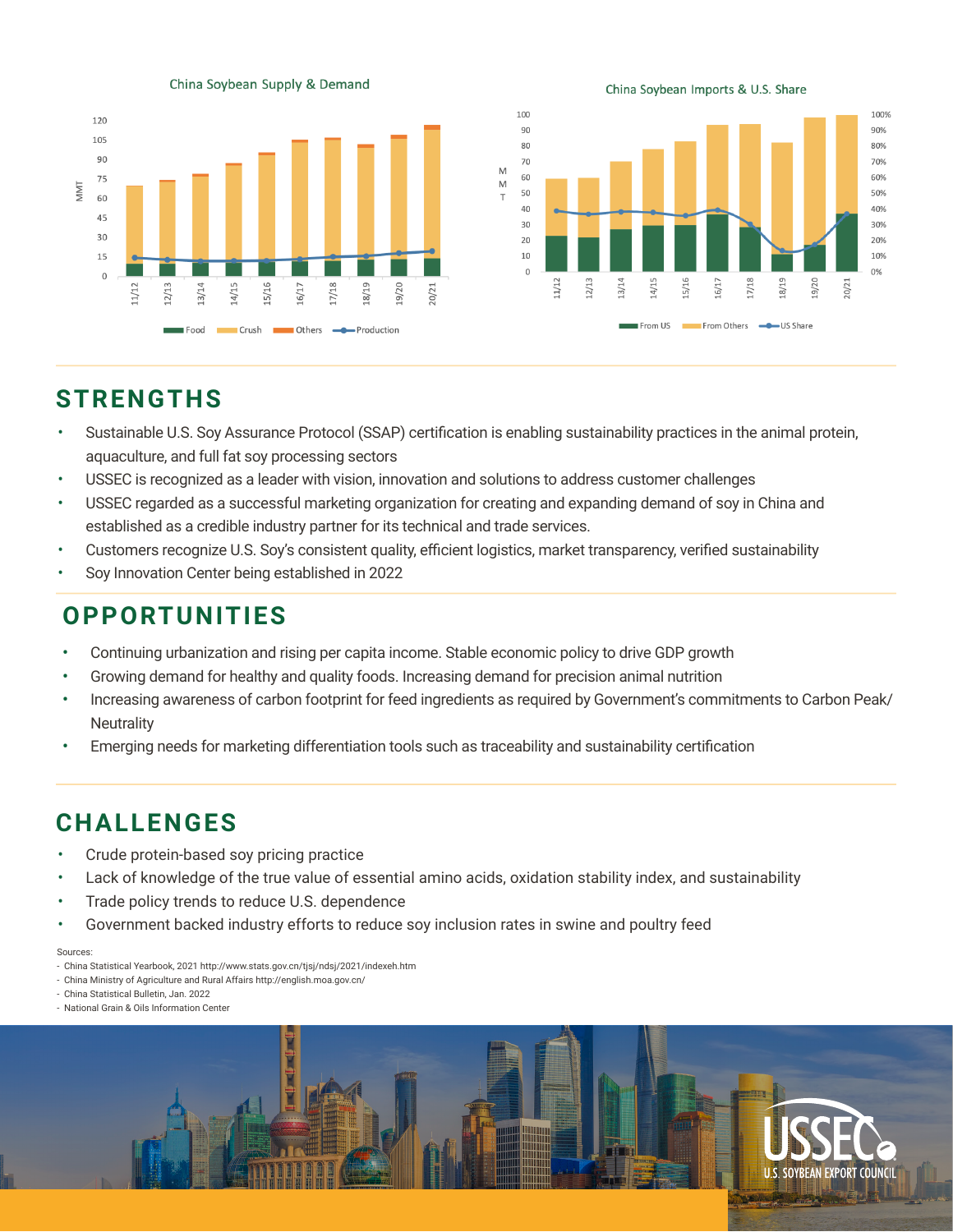China Soybean Supply & Demand

MMT

120
105
90
75
60
45
30
15
0

11/12 12/13 13/14 14/15 15/16 16/17 17/18 18/19 19/20 20/21

Food Crush Others Production

China Soybean Imports & U.S. Share

MMT

100
90
80
70
60
50
40
30
20
10
0

100%
90%
80%
70%
60%
50%
40%
30%
20%
10%
0%

11/12 12/13 13/14 14/15 15/16 16/17 17/18 18/19 19/20 20/21

From US From Others US Share

## STRENGTHS

- Sustainable U.S. Soy Assurance Protocol (SSAP) certification is enabling sustainability practices in the animal protein, aquaculture, and full fat soy processing sectors
- USSEC is recognized as a leader with vision, innovation and solutions to address customer challenges
- USSEC regarded as a successful marketing organization for creating and expanding demand of soy in China and established as a credible industry partner for its technical and trade services.
- Customers recognize U.S. Soy's consistent quality, efficient logistics, market transparency, verified sustainability
- Soy Innovation Center being established in 2022

## OPPORTUNITIES

- Continuing urbanization and rising per capita income. Stable economic policy to drive GDP growth
- Growing demand for healthy and quality foods. Increasing demand for precision animal nutrition
- Increasing awareness of carbon footprint for feed ingredients as required by Government's commitments to Carbon Peak/ Neutrality
- Emerging needs for marketing differentiation tools such as traceability and sustainability certification

## CHALLENGES

- Crude protein-based soy pricing practice
- Lack of knowledge of the true value of essential amino acids, oxidation stability index, and sustainability
- Trade policy trends to reduce U.S. dependence
- Government backed industry efforts to reduce soy inclusion rates in swine and poultry feed

Sources:
- China Statistical Yearbook, 2021 http://www.stats.gov.cn/tjsj/ndsj/2021/indexeh.htm
- China Ministry of Agriculture and Rural Affairs http://english.moa.gov.cn/
- China Statistical Bulletin, Jan. 2022
- National Grain & Oils Information Center

USSEC
U.S. SOYBEAN EXPORT COUNCIL